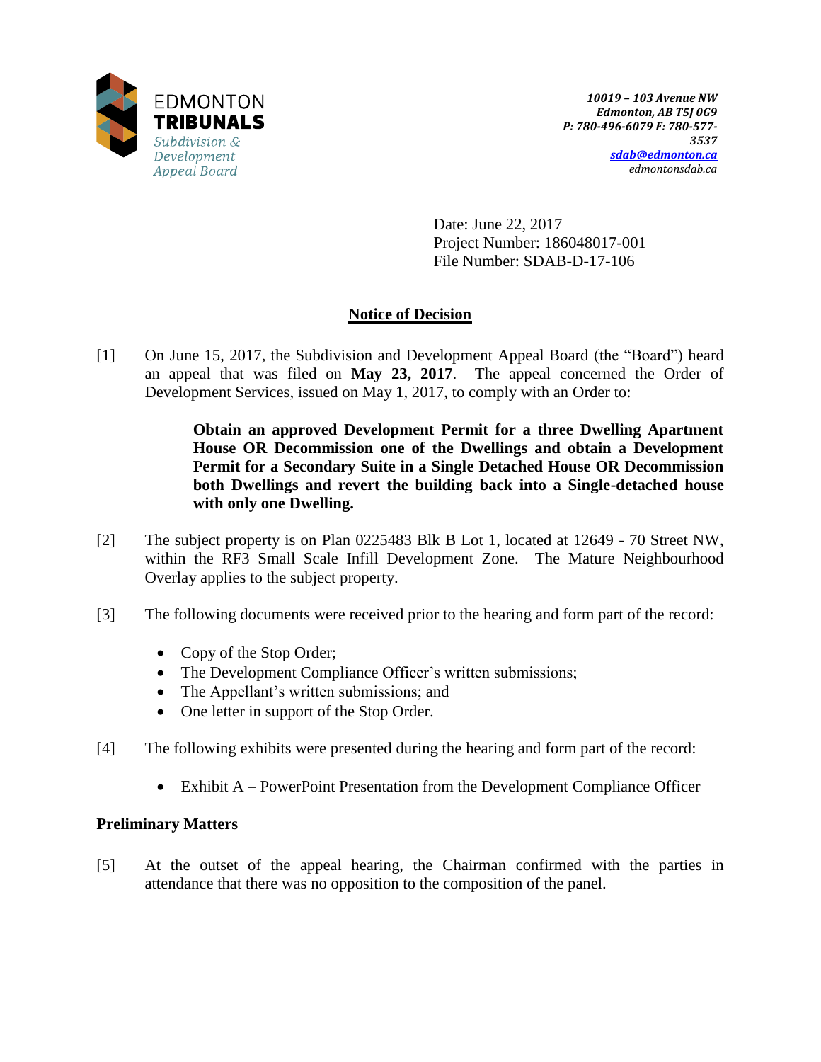EDMONTON
**TRIBUNALS**
*Subdivision & Development Appeal Board*

***10019 – 103 Avenue NW***
***Edmonton, AB T5J 0G9***
***P: 780-496-6079 F: 780-577-3537***
***[sdab@edmonton.ca](mailto:sdab@edmonton.ca)***
*edmontonsdab.ca*

Date: June 22, 2017
Project Number: 186048017-001
File Number: SDAB-D-17-106

## Notice of Decision

[1] On June 15, 2017, the Subdivision and Development Appeal Board (the "Board") heard an appeal that was filed on **May 23, 2017**. The appeal concerned the Order of Development Services, issued on May 1, 2017, to comply with an Order to:

> **Obtain an approved Development Permit for a three Dwelling Apartment House OR Decommission one of the Dwellings and obtain a Development Permit for a Secondary Suite in a Single Detached House OR Decommission both Dwellings and revert the building back into a Single-detached house with only one Dwelling.**

[2] The subject property is on Plan 0225483 Blk B Lot 1, located at 12649 - 70 Street NW, within the RF3 Small Scale Infill Development Zone. The Mature Neighbourhood Overlay applies to the subject property.

[3] The following documents were received prior to the hearing and form part of the record:

- Copy of the Stop Order;
- The Development Compliance Officer's written submissions;
- The Appellant's written submissions; and
- One letter in support of the Stop Order.

[4] The following exhibits were presented during the hearing and form part of the record:

- Exhibit A – PowerPoint Presentation from the Development Compliance Officer

### Preliminary Matters

[5] At the outset of the appeal hearing, the Chairman confirmed with the parties in attendance that there was no opposition to the composition of the panel.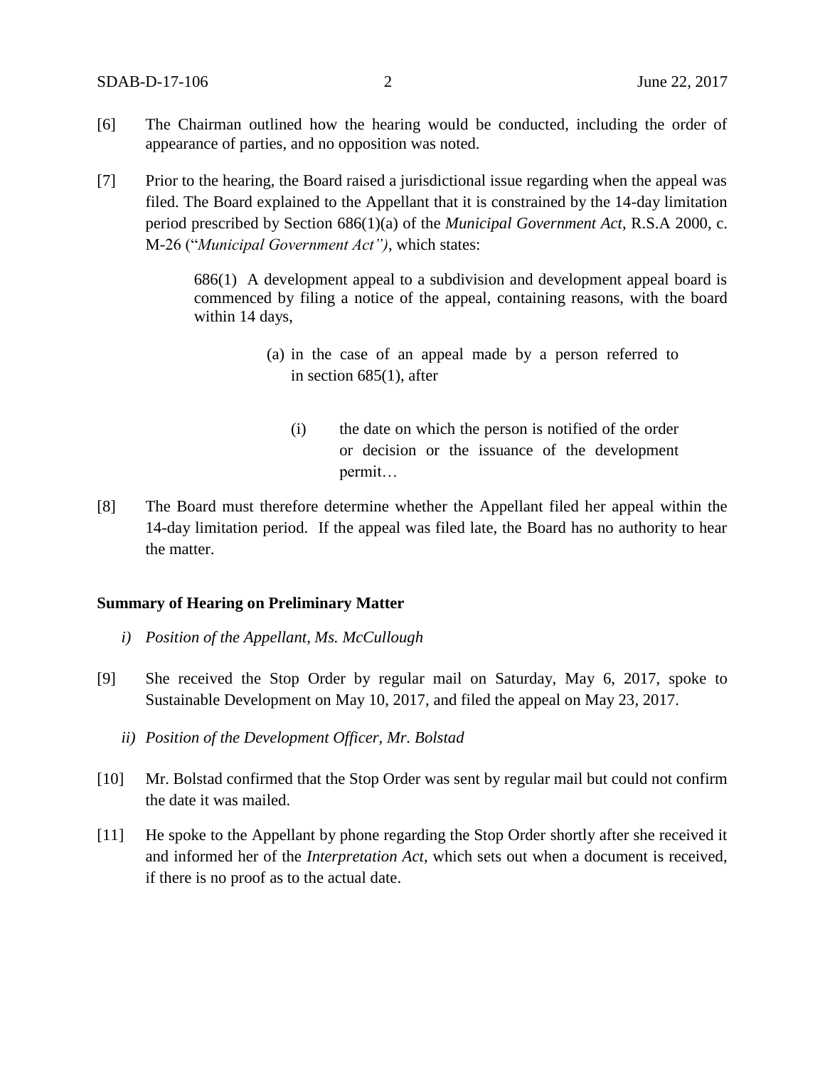[6] The Chairman outlined how the hearing would be conducted, including the order of appearance of parties, and no opposition was noted.

[7] Prior to the hearing, the Board raised a jurisdictional issue regarding when the appeal was filed. The Board explained to the Appellant that it is constrained by the 14-day limitation period prescribed by Section 686(1)(a) of the *Municipal Government Act*, R.S.A 2000, c. M-26 ("*Municipal Government Act")*, which states:

> 686(1) A development appeal to a subdivision and development appeal board is commenced by filing a notice of the appeal, containing reasons, with the board within 14 days,
>
> (a) in the case of an appeal made by a person referred to in section 685(1), after
>
> (i) the date on which the person is notified of the order or decision or the issuance of the development permit…

[8] The Board must therefore determine whether the Appellant filed her appeal within the 14-day limitation period. If the appeal was filed late, the Board has no authority to hear the matter.

**Summary of Hearing on Preliminary Matter**

*i) Position of the Appellant, Ms. McCullough*

[9] She received the Stop Order by regular mail on Saturday, May 6, 2017, spoke to Sustainable Development on May 10, 2017, and filed the appeal on May 23, 2017.

*ii) Position of the Development Officer, Mr. Bolstad*

[10] Mr. Bolstad confirmed that the Stop Order was sent by regular mail but could not confirm the date it was mailed.

[11] He spoke to the Appellant by phone regarding the Stop Order shortly after she received it and informed her of the *Interpretation Act*, which sets out when a document is received, if there is no proof as to the actual date.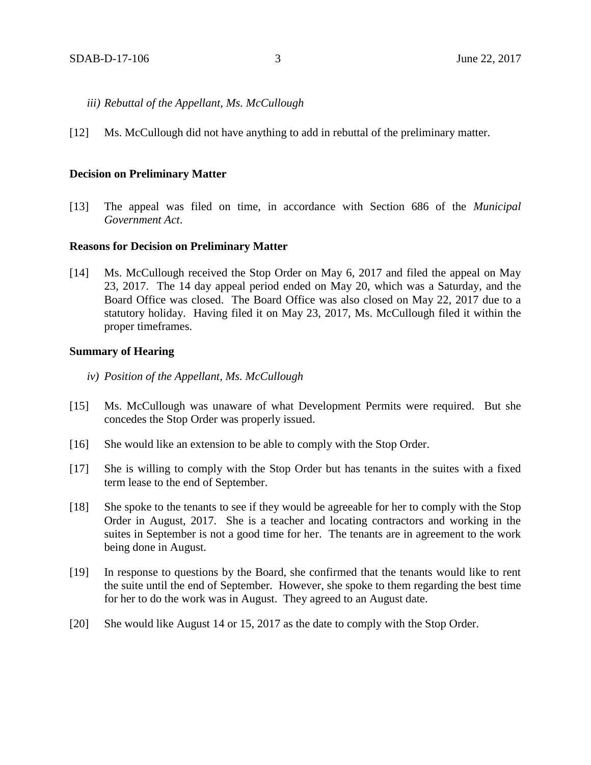*iii) Rebuttal of the Appellant, Ms. McCullough*

[12] Ms. McCullough did not have anything to add in rebuttal of the preliminary matter.

**Decision on Preliminary Matter**

[13] The appeal was filed on time, in accordance with Section 686 of the *Municipal Government Act*.

**Reasons for Decision on Preliminary Matter**

[14] Ms. McCullough received the Stop Order on May 6, 2017 and filed the appeal on May 23, 2017. The 14 day appeal period ended on May 20, which was a Saturday, and the Board Office was closed. The Board Office was also closed on May 22, 2017 due to a statutory holiday. Having filed it on May 23, 2017, Ms. McCullough filed it within the proper timeframes.

**Summary of Hearing**

*iv) Position of the Appellant, Ms. McCullough*

[15] Ms. McCullough was unaware of what Development Permits were required. But she concedes the Stop Order was properly issued.

[16] She would like an extension to be able to comply with the Stop Order.

[17] She is willing to comply with the Stop Order but has tenants in the suites with a fixed term lease to the end of September.

[18] She spoke to the tenants to see if they would be agreeable for her to comply with the Stop Order in August, 2017. She is a teacher and locating contractors and working in the suites in September is not a good time for her. The tenants are in agreement to the work being done in August.

[19] In response to questions by the Board, she confirmed that the tenants would like to rent the suite until the end of September. However, she spoke to them regarding the best time for her to do the work was in August. They agreed to an August date.

[20] She would like August 14 or 15, 2017 as the date to comply with the Stop Order.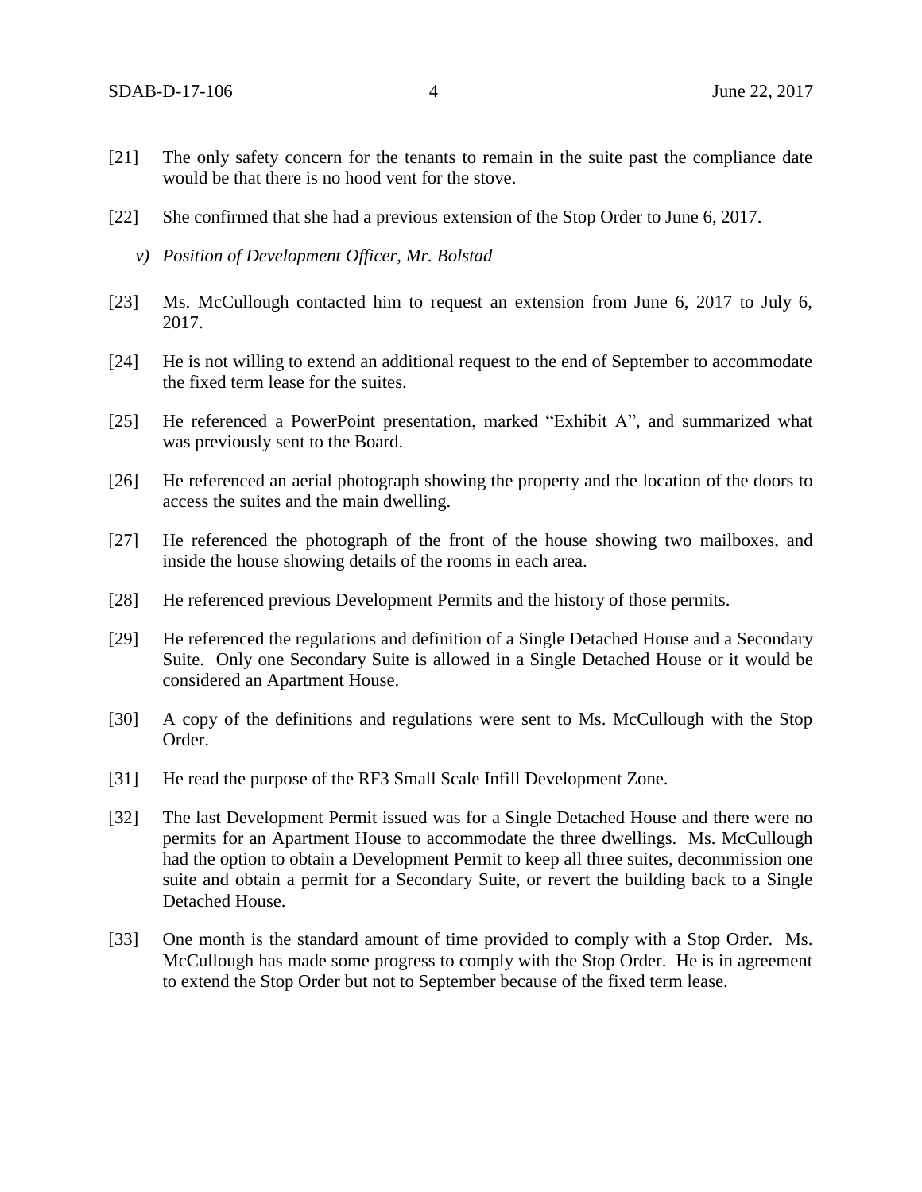[21] The only safety concern for the tenants to remain in the suite past the compliance date would be that there is no hood vent for the stove.

[22] She confirmed that she had a previous extension of the Stop Order to June 6, 2017.

*v) Position of Development Officer, Mr. Bolstad*

[23] Ms. McCullough contacted him to request an extension from June 6, 2017 to July 6, 2017.

[24] He is not willing to extend an additional request to the end of September to accommodate the fixed term lease for the suites.

[25] He referenced a PowerPoint presentation, marked "Exhibit A", and summarized what was previously sent to the Board.

[26] He referenced an aerial photograph showing the property and the location of the doors to access the suites and the main dwelling.

[27] He referenced the photograph of the front of the house showing two mailboxes, and inside the house showing details of the rooms in each area.

[28] He referenced previous Development Permits and the history of those permits.

[29] He referenced the regulations and definition of a Single Detached House and a Secondary Suite. Only one Secondary Suite is allowed in a Single Detached House or it would be considered an Apartment House.

[30] A copy of the definitions and regulations were sent to Ms. McCullough with the Stop Order.

[31] He read the purpose of the RF3 Small Scale Infill Development Zone.

[32] The last Development Permit issued was for a Single Detached House and there were no permits for an Apartment House to accommodate the three dwellings. Ms. McCullough had the option to obtain a Development Permit to keep all three suites, decommission one suite and obtain a permit for a Secondary Suite, or revert the building back to a Single Detached House.

[33] One month is the standard amount of time provided to comply with a Stop Order. Ms. McCullough has made some progress to comply with the Stop Order. He is in agreement to extend the Stop Order but not to September because of the fixed term lease.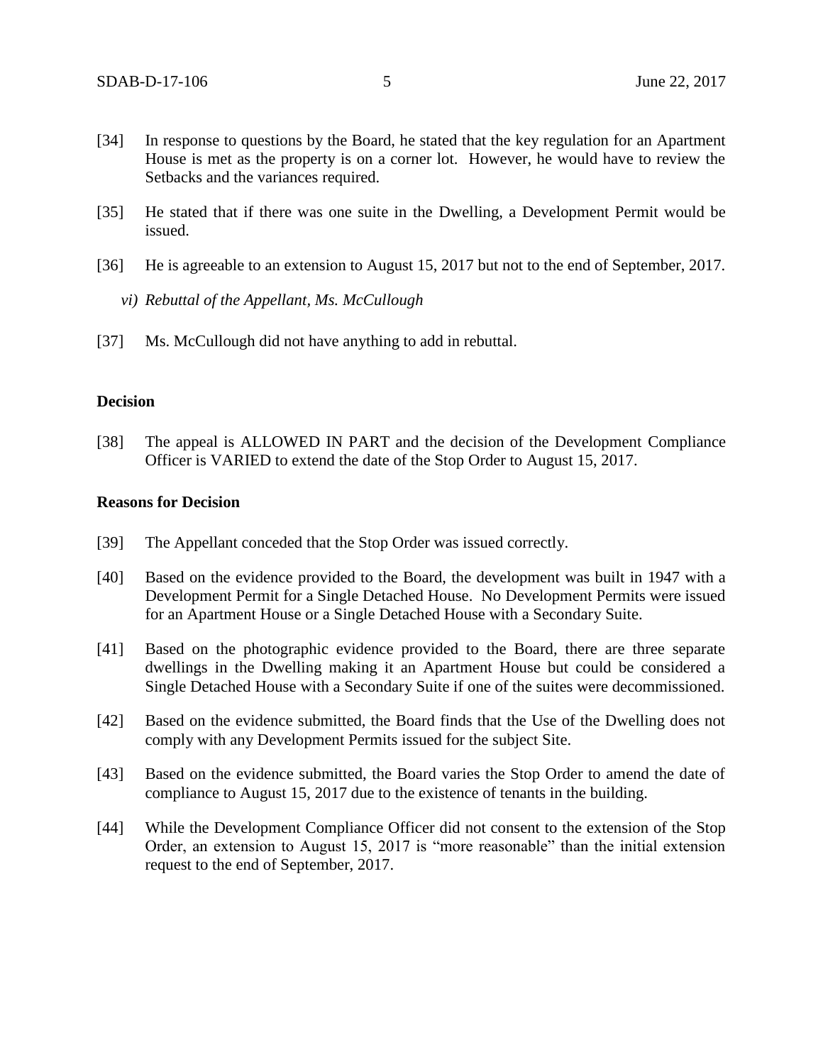[34] In response to questions by the Board, he stated that the key regulation for an Apartment House is met as the property is on a corner lot. However, he would have to review the Setbacks and the variances required.

[35] He stated that if there was one suite in the Dwelling, a Development Permit would be issued.

[36] He is agreeable to an extension to August 15, 2017 but not to the end of September, 2017.

*vi) Rebuttal of the Appellant, Ms. McCullough*

[37] Ms. McCullough did not have anything to add in rebuttal.

**Decision**

[38] The appeal is ALLOWED IN PART and the decision of the Development Compliance Officer is VARIED to extend the date of the Stop Order to August 15, 2017.

**Reasons for Decision**

[39] The Appellant conceded that the Stop Order was issued correctly.

[40] Based on the evidence provided to the Board, the development was built in 1947 with a Development Permit for a Single Detached House. No Development Permits were issued for an Apartment House or a Single Detached House with a Secondary Suite.

[41] Based on the photographic evidence provided to the Board, there are three separate dwellings in the Dwelling making it an Apartment House but could be considered a Single Detached House with a Secondary Suite if one of the suites were decommissioned.

[42] Based on the evidence submitted, the Board finds that the Use of the Dwelling does not comply with any Development Permits issued for the subject Site.

[43] Based on the evidence submitted, the Board varies the Stop Order to amend the date of compliance to August 15, 2017 due to the existence of tenants in the building.

[44] While the Development Compliance Officer did not consent to the extension of the Stop Order, an extension to August 15, 2017 is "more reasonable" than the initial extension request to the end of September, 2017.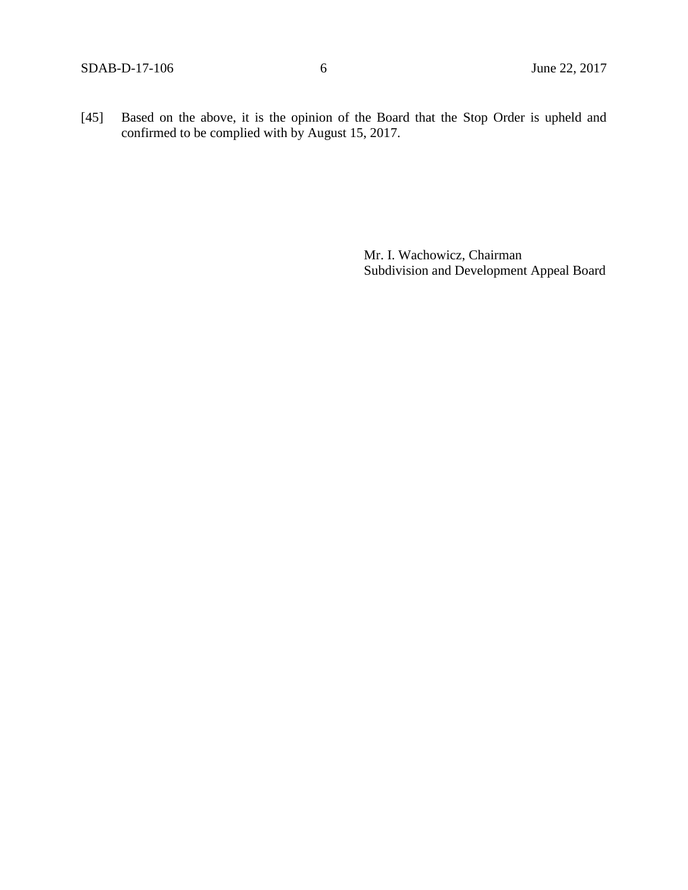[45] Based on the above, it is the opinion of the Board that the Stop Order is upheld and confirmed to be complied with by August 15, 2017.

Mr. I. Wachowicz, Chairman
Subdivision and Development Appeal Board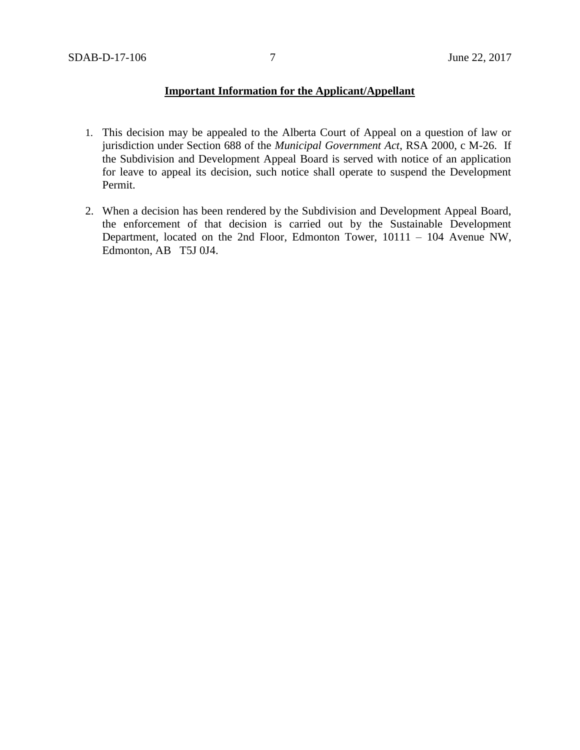**Important Information for the Applicant/Appellant**

1. This decision may be appealed to the Alberta Court of Appeal on a question of law or jurisdiction under Section 688 of the *Municipal Government Act*, RSA 2000, c M-26. If the Subdivision and Development Appeal Board is served with notice of an application for leave to appeal its decision, such notice shall operate to suspend the Development Permit.

2. When a decision has been rendered by the Subdivision and Development Appeal Board, the enforcement of that decision is carried out by the Sustainable Development Department, located on the 2nd Floor, Edmonton Tower, 10111 – 104 Avenue NW, Edmonton, AB T5J 0J4.